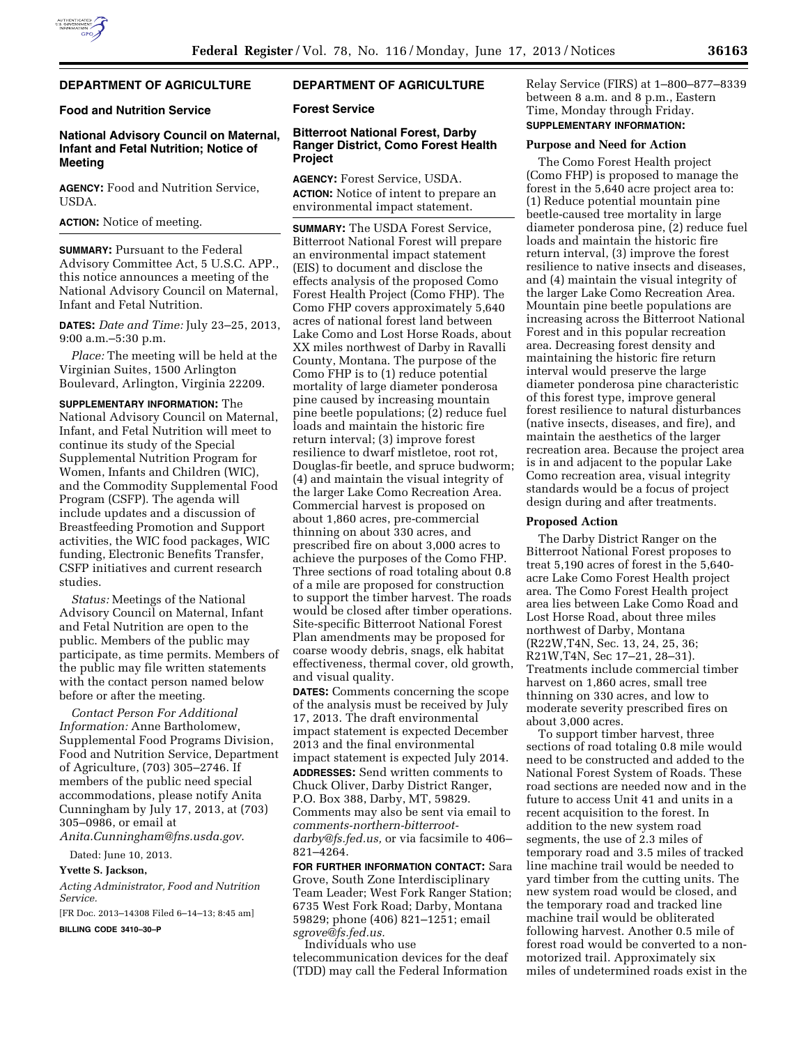## DEPARTMENT OF AGRICULTURE

### Food and Nutrition Service

### National Advisory Council on Maternal, Infant and Fetal Nutrition; Notice of Meeting

**AGENCY:** Food and Nutrition Service, USDA.

**ACTION:** Notice of meeting.

**SUMMARY:** Pursuant to the Federal Advisory Committee Act, 5 U.S.C. APP., this notice announces a meeting of the National Advisory Council on Maternal, Infant and Fetal Nutrition.

**DATES:** *Date and Time:* July 23–25, 2013, 9:00 a.m.–5:30 p.m.

*Place:* The meeting will be held at the Virginian Suites, 1500 Arlington Boulevard, Arlington, Virginia 22209.

**SUPPLEMENTARY INFORMATION:** The National Advisory Council on Maternal, Infant, and Fetal Nutrition will meet to continue its study of the Special Supplemental Nutrition Program for Women, Infants and Children (WIC), and the Commodity Supplemental Food Program (CSFP). The agenda will include updates and a discussion of Breastfeeding Promotion and Support activities, the WIC food packages, WIC funding, Electronic Benefits Transfer, CSFP initiatives and current research studies.

*Status:* Meetings of the National Advisory Council on Maternal, Infant and Fetal Nutrition are open to the public. Members of the public may participate, as time permits. Members of the public may file written statements with the contact person named below before or after the meeting.

*Contact Person For Additional Information:* Anne Bartholomew, Supplemental Food Programs Division, Food and Nutrition Service, Department of Agriculture, (703) 305–2746. If members of the public need special accommodations, please notify Anita Cunningham by July 17, 2013, at (703) 305–0986, or email at *Anita.Cunningham@fns.usda.gov*.

Dated: June 10, 2013.

**Yvette S. Jackson,**

*Acting Administrator, Food and Nutrition Service.*

[FR Doc. 2013–14308 Filed 6–14–13; 8:45 am]

**BILLING CODE 3410–30–P**

## DEPARTMENT OF AGRICULTURE

### Forest Service

### Bitterroot National Forest, Darby Ranger District, Como Forest Health Project

**AGENCY:** Forest Service, USDA.

**ACTION:** Notice of intent to prepare an environmental impact statement.

**SUMMARY:** The USDA Forest Service, Bitterroot National Forest will prepare an environmental impact statement (EIS) to document and disclose the effects analysis of the proposed Como Forest Health Project (Como FHP). The Como FHP covers approximately 5,640 acres of national forest land between Lake Como and Lost Horse Roads, about XX miles northwest of Darby in Ravalli County, Montana. The purpose of the Como FHP is to (1) reduce potential mortality of large diameter ponderosa pine caused by increasing mountain pine beetle populations; (2) reduce fuel loads and maintain the historic fire return interval; (3) improve forest resilience to dwarf mistletoe, root rot, Douglas-fir beetle, and spruce budworm; (4) and maintain the visual integrity of the larger Lake Como Recreation Area. Commercial harvest is proposed on about 1,860 acres, pre-commercial thinning on about 330 acres, and prescribed fire on about 3,000 acres to achieve the purposes of the Como FHP. Three sections of road totaling about 0.8 of a mile are proposed for construction to support the timber harvest. The roads would be closed after timber operations. Site-specific Bitterroot National Forest Plan amendments may be proposed for coarse woody debris, snags, elk habitat effectiveness, thermal cover, old growth, and visual quality.

**DATES:** Comments concerning the scope of the analysis must be received by July 17, 2013. The draft environmental impact statement is expected December 2013 and the final environmental impact statement is expected July 2014.

**ADDRESSES:** Send written comments to Chuck Oliver, Darby District Ranger, P.O. Box 388, Darby, MT, 59829. Comments may also be sent via email to *comments-northern-bitterroot-darby@fs.fed.us,* or via facsimile to 406–821–4264.

**FOR FURTHER INFORMATION CONTACT:** Sara Grove, South Zone Interdisciplinary Team Leader; West Fork Ranger Station; 6735 West Fork Road; Darby, Montana 59829; phone (406) 821–1251; email *sgrove@fs.fed.us.*

Individuals who use telecommunication devices for the deaf (TDD) may call the Federal Information Relay Service (FIRS) at 1–800–877–8339 between 8 a.m. and 8 p.m., Eastern Time, Monday through Friday.

**SUPPLEMENTARY INFORMATION:**

#### Purpose and Need for Action

The Como Forest Health project (Como FHP) is proposed to manage the forest in the 5,640 acre project area to: (1) Reduce potential mountain pine beetle-caused tree mortality in large diameter ponderosa pine, (2) reduce fuel loads and maintain the historic fire return interval, (3) improve the forest resilience to native insects and diseases, and (4) maintain the visual integrity of the larger Lake Como Recreation Area. Mountain pine beetle populations are increasing across the Bitterroot National Forest and in this popular recreation area. Decreasing forest density and maintaining the historic fire return interval would preserve the large diameter ponderosa pine characteristic of this forest type, improve general forest resilience to natural disturbances (native insects, diseases, and fire), and maintain the aesthetics of the larger recreation area. Because the project area is in and adjacent to the popular Lake Como recreation area, visual integrity standards would be a focus of project design during and after treatments.

#### Proposed Action

The Darby District Ranger on the Bitterroot National Forest proposes to treat 5,190 acres of forest in the 5,640-acre Lake Como Forest Health project area. The Como Forest Health project area lies between Lake Como Road and Lost Horse Road, about three miles northwest of Darby, Montana (R22W,T4N, Sec. 13, 24, 25, 36; R21W,T4N, Sec 17–21, 28–31). Treatments include commercial timber harvest on 1,860 acres, small tree thinning on 330 acres, and low to moderate severity prescribed fires on about 3,000 acres.

To support timber harvest, three sections of road totaling 0.8 mile would need to be constructed and added to the National Forest System of Roads. These road sections are needed now and in the future to access Unit 41 and units in a recent acquisition to the forest. In addition to the new system road segments, the use of 2.3 miles of temporary road and 3.5 miles of tracked line machine trail would be needed to yard timber from the cutting units. The new system road would be closed, and the temporary road and tracked line machine trail would be obliterated following harvest. Another 0.5 mile of forest road would be converted to a non-motorized trail. Approximately six miles of undetermined roads exist in the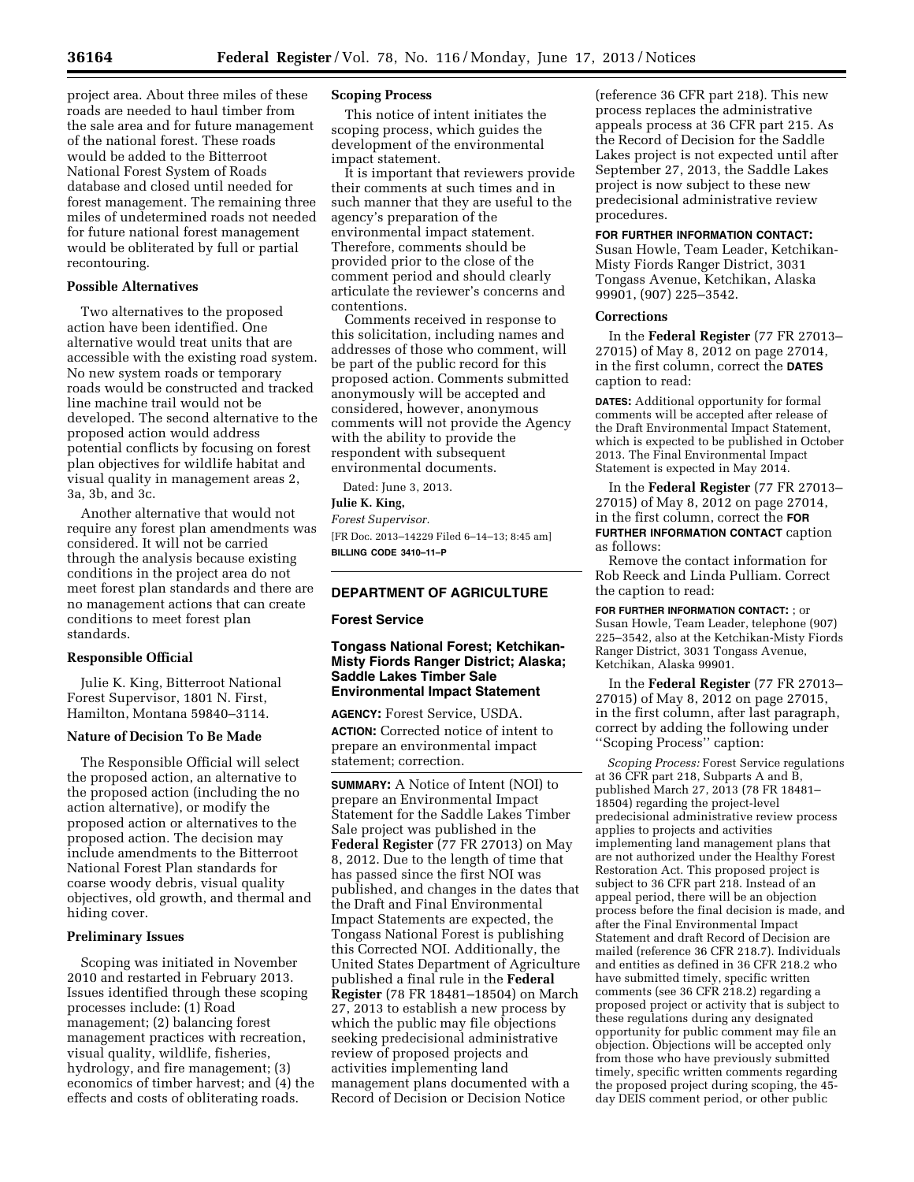project area. About three miles of these roads are needed to haul timber from the sale area and for future management of the national forest. These roads would be added to the Bitterroot National Forest System of Roads database and closed until needed for forest management. The remaining three miles of undetermined roads not needed for future national forest management would be obliterated by full or partial recontouring.

### Possible Alternatives

Two alternatives to the proposed action have been identified. One alternative would treat units that are accessible with the existing road system. No new system roads or temporary roads would be constructed and tracked line machine trail would not be developed. The second alternative to the proposed action would address potential conflicts by focusing on forest plan objectives for wildlife habitat and visual quality in management areas 2, 3a, 3b, and 3c.

Another alternative that would not require any forest plan amendments was considered. It will not be carried through the analysis because existing conditions in the project area do not meet forest plan standards and there are no management actions that can create conditions to meet forest plan standards.

### Responsible Official

Julie K. King, Bitterroot National Forest Supervisor, 1801 N. First, Hamilton, Montana 59840–3114.

### Nature of Decision To Be Made

The Responsible Official will select the proposed action, an alternative to the proposed action (including the no action alternative), or modify the proposed action or alternatives to the proposed action. The decision may include amendments to the Bitterroot National Forest Plan standards for coarse woody debris, visual quality objectives, old growth, and thermal and hiding cover.

### Preliminary Issues

Scoping was initiated in November 2010 and restarted in February 2013. Issues identified through these scoping processes include: (1) Road management; (2) balancing forest management practices with recreation, visual quality, wildlife, fisheries, hydrology, and fire management; (3) economics of timber harvest; and (4) the effects and costs of obliterating roads.

### Scoping Process

This notice of intent initiates the scoping process, which guides the development of the environmental impact statement.

It is important that reviewers provide their comments at such times and in such manner that they are useful to the agency's preparation of the environmental impact statement. Therefore, comments should be provided prior to the close of the comment period and should clearly articulate the reviewer's concerns and contentions.

Comments received in response to this solicitation, including names and addresses of those who comment, will be part of the public record for this proposed action. Comments submitted anonymously will be accepted and considered, however, anonymous comments will not provide the Agency with the ability to provide the respondent with subsequent environmental documents.

Dated: June 3, 2013.

**Julie K. King,**

*Forest Supervisor.*

[FR Doc. 2013–14229 Filed 6–14–13; 8:45 am]

**BILLING CODE 3410–11–P**

## DEPARTMENT OF AGRICULTURE

### Forest Service

### Tongass National Forest; Ketchikan-Misty Fiords Ranger District; Alaska; Saddle Lakes Timber Sale Environmental Impact Statement

**AGENCY:** Forest Service, USDA.

**ACTION:** Corrected notice of intent to prepare an environmental impact statement; correction.

**SUMMARY:** A Notice of Intent (NOI) to prepare an Environmental Impact Statement for the Saddle Lakes Timber Sale project was published in the **Federal Register** (77 FR 27013) on May 8, 2012. Due to the length of time that has passed since the first NOI was published, and changes in the dates that the Draft and Final Environmental Impact Statements are expected, the Tongass National Forest is publishing this Corrected NOI. Additionally, the United States Department of Agriculture published a final rule in the **Federal Register** (78 FR 18481–18504) on March 27, 2013 to establish a new process by which the public may file objections seeking predecisional administrative review of proposed projects and activities implementing land management plans documented with a Record of Decision or Decision Notice (reference 36 CFR part 218). This new process replaces the administrative appeals process at 36 CFR part 215. As the Record of Decision for the Saddle Lakes project is not expected until after September 27, 2013, the Saddle Lakes project is now subject to these new predecisional administrative review procedures.

**FOR FURTHER INFORMATION CONTACT:** Susan Howle, Team Leader, Ketchikan-Misty Fiords Ranger District, 3031 Tongass Avenue, Ketchikan, Alaska 99901, (907) 225–3542.

### Corrections

In the **Federal Register** (77 FR 27013–27015) of May 8, 2012 on page 27014, in the first column, correct the **DATES** caption to read:

**DATES:** Additional opportunity for formal comments will be accepted after release of the Draft Environmental Impact Statement, which is expected to be published in October 2013. The Final Environmental Impact Statement is expected in May 2014.

In the **Federal Register** (77 FR 27013–27015) of May 8, 2012 on page 27014, in the first column, correct the **FOR FURTHER INFORMATION CONTACT** caption as follows:

Remove the contact information for Rob Reeck and Linda Pulliam. Correct the caption to read:

**FOR FURTHER INFORMATION CONTACT:** ; or Susan Howle, Team Leader, telephone (907) 225–3542, also at the Ketchikan-Misty Fiords Ranger District, 3031 Tongass Avenue, Ketchikan, Alaska 99901.

In the **Federal Register** (77 FR 27013–27015) of May 8, 2012 on page 27015, in the first column, after last paragraph, correct by adding the following under "Scoping Process" caption:

*Scoping Process:* Forest Service regulations at 36 CFR part 218, Subparts A and B, published March 27, 2013 (78 FR 18481–18504) regarding the project-level predecisional administrative review process applies to projects and activities implementing land management plans that are not authorized under the Healthy Forest Restoration Act. This proposed project is subject to 36 CFR part 218. Instead of an appeal period, there will be an objection process before the final decision is made, and after the Final Environmental Impact Statement and draft Record of Decision are mailed (reference 36 CFR 218.7). Individuals and entities as defined in 36 CFR 218.2 who have submitted timely, specific written comments (see 36 CFR 218.2) regarding a proposed project or activity that is subject to these regulations during any designated opportunity for public comment may file an objection. Objections will be accepted only from those who have previously submitted timely, specific written comments regarding the proposed project during scoping, the 45-day DEIS comment period, or other public